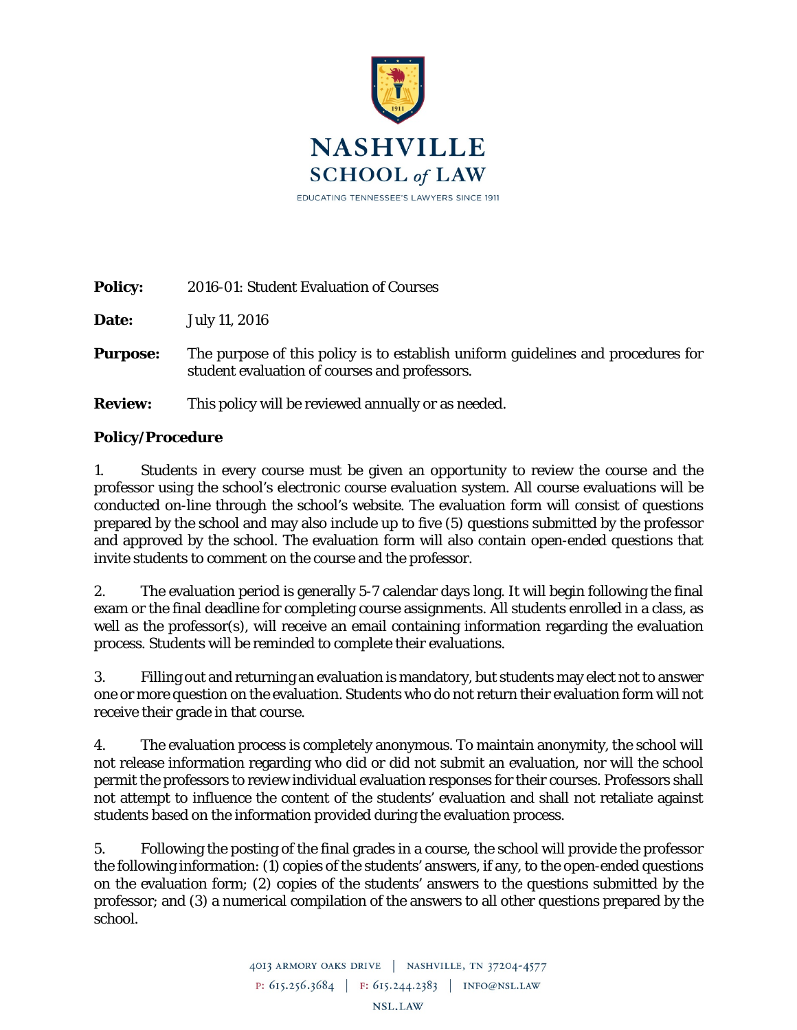# NASHVILLE SCHOOL of LAW

EDUCATING TENNESSEE'S LAWYERS SINCE 1911

**Policy:** 2016-01: Student Evaluation of Courses

**Date:** July 11, 2016

**Purpose:** The purpose of this policy is to establish uniform guidelines and procedures for student evaluation of courses and professors.

**Review:** This policy will be reviewed annually or as needed.

**Policy/Procedure**

1. Students in every course must be given an opportunity to review the course and the professor using the school's electronic course evaluation system. All course evaluations will be conducted on-line through the school's website. The evaluation form will consist of questions prepared by the school and may also include up to five (5) questions submitted by the professor and approved by the school. The evaluation form will also contain open-ended questions that invite students to comment on the course and the professor.

2. The evaluation period is generally 5-7 calendar days long. It will begin following the final exam or the final deadline for completing course assignments. All students enrolled in a class, as well as the professor(s), will receive an email containing information regarding the evaluation process. Students will be reminded to complete their evaluations.

3. Filling out and returning an evaluation is mandatory, but students may elect not to answer one or more question on the evaluation. Students who do not return their evaluation form will not receive their grade in that course.

4. The evaluation process is completely anonymous. To maintain anonymity, the school will not release information regarding who did or did not submit an evaluation, nor will the school permit the professors to review individual evaluation responses for their courses. Professors shall not attempt to influence the content of the students' evaluation and shall not retaliate against students based on the information provided during the evaluation process.

5. Following the posting of the final grades in a course, the school will provide the professor the following information: (1) copies of the students' answers, if any, to the open-ended questions on the evaluation form; (2) copies of the students' answers to the questions submitted by the professor; and (3) a numerical compilation of the answers to all other questions prepared by the school.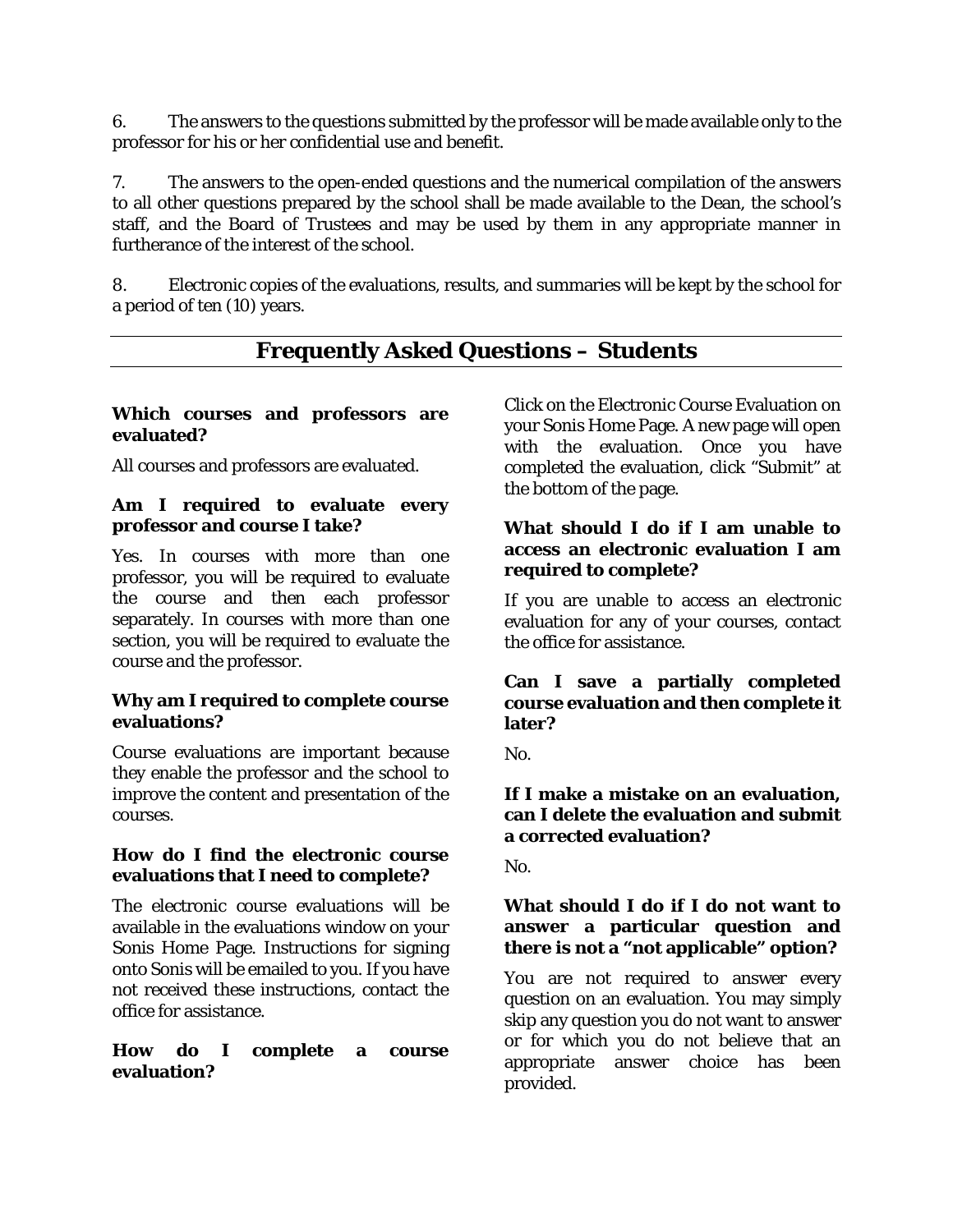6. The answers to the questions submitted by the professor will be made available only to the professor for his or her confidential use and benefit.

7. The answers to the open-ended questions and the numerical compilation of the answers to all other questions prepared by the school shall be made available to the Dean, the school's staff, and the Board of Trustees and may be used by them in any appropriate manner in furtherance of the interest of the school.

8. Electronic copies of the evaluations, results, and summaries will be kept by the school for a period of ten (10) years.

## Frequently Asked Questions – Students

**Which courses and professors are evaluated?**

All courses and professors are evaluated.

**Am I required to evaluate every professor and course I take?**

Yes. In courses with more than one professor, you will be required to evaluate the course and then each professor separately. In courses with more than one section, you will be required to evaluate the course and the professor.

**Why am I required to complete course evaluations?**

Course evaluations are important because they enable the professor and the school to improve the content and presentation of the courses.

**How do I find the electronic course evaluations that I need to complete?**

The electronic course evaluations will be available in the evaluations window on your Sonis Home Page. Instructions for signing onto Sonis will be emailed to you. If you have not received these instructions, contact the office for assistance.

**How do I complete a course evaluation?**

Click on the Electronic Course Evaluation on your Sonis Home Page. A new page will open with the evaluation. Once you have completed the evaluation, click "Submit" at the bottom of the page.

**What should I do if I am unable to access an electronic evaluation I am required to complete?**

If you are unable to access an electronic evaluation for any of your courses, contact the office for assistance.

**Can I save a partially completed course evaluation and then complete it later?**

No.

**If I make a mistake on an evaluation, can I delete the evaluation and submit a corrected evaluation?**

No.

**What should I do if I do not want to answer a particular question and there is not a "not applicable" option?**

You are not required to answer every question on an evaluation. You may simply skip any question you do not want to answer or for which you do not believe that an appropriate answer choice has been provided.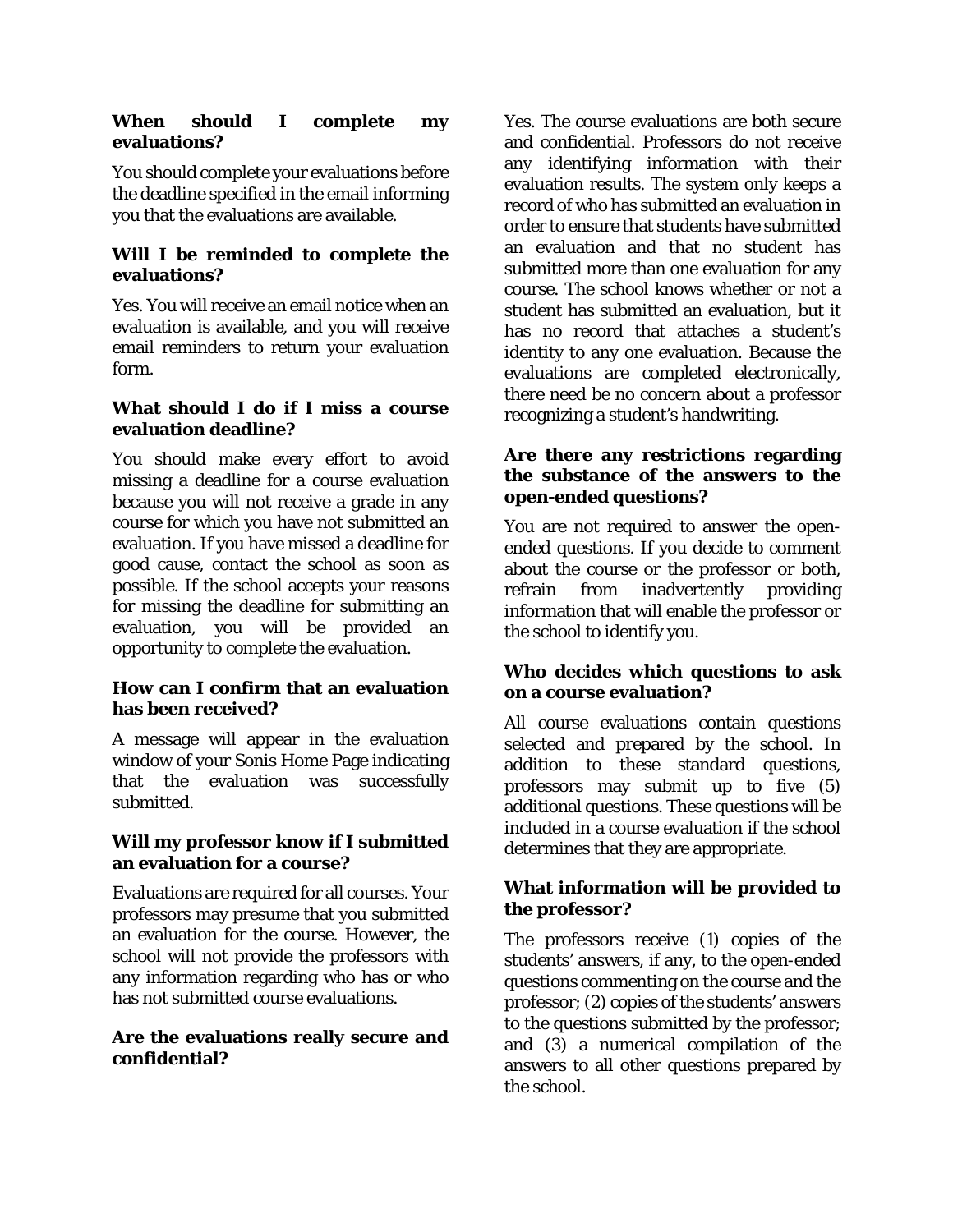### When should I complete my evaluations?

You should complete your evaluations before the deadline specified in the email informing you that the evaluations are available.

### Will I be reminded to complete the evaluations?

Yes. You will receive an email notice when an evaluation is available, and you will receive email reminders to return your evaluation form.

### What should I do if I miss a course evaluation deadline?

You should make every effort to avoid missing a deadline for a course evaluation because you will not receive a grade in any course for which you have not submitted an evaluation. If you have missed a deadline for good cause, contact the school as soon as possible. If the school accepts your reasons for missing the deadline for submitting an evaluation, you will be provided an opportunity to complete the evaluation.

### How can I confirm that an evaluation has been received?

A message will appear in the evaluation window of your Sonis Home Page indicating that the evaluation was successfully submitted.

### Will my professor know if I submitted an evaluation for a course?

Evaluations are required for all courses. Your professors may presume that you submitted an evaluation for the course. However, the school will not provide the professors with any information regarding who has or who has not submitted course evaluations.

### Are the evaluations really secure and confidential?

Yes. The course evaluations are both secure and confidential. Professors do not receive any identifying information with their evaluation results. The system only keeps a record of who has submitted an evaluation in order to ensure that students have submitted an evaluation and that no student has submitted more than one evaluation for any course. The school knows whether or not a student has submitted an evaluation, but it has no record that attaches a student's identity to any one evaluation. Because the evaluations are completed electronically, there need be no concern about a professor recognizing a student's handwriting.

### Are there any restrictions regarding the substance of the answers to the open-ended questions?

You are not required to answer the open-ended questions. If you decide to comment about the course or the professor or both, refrain from inadvertently providing information that will enable the professor or the school to identify you.

### Who decides which questions to ask on a course evaluation?

All course evaluations contain questions selected and prepared by the school. In addition to these standard questions, professors may submit up to five (5) additional questions. These questions will be included in a course evaluation if the school determines that they are appropriate.

### What information will be provided to the professor?

The professors receive (1) copies of the students' answers, if any, to the open-ended questions commenting on the course and the professor; (2) copies of the students' answers to the questions submitted by the professor; and (3) a numerical compilation of the answers to all other questions prepared by the school.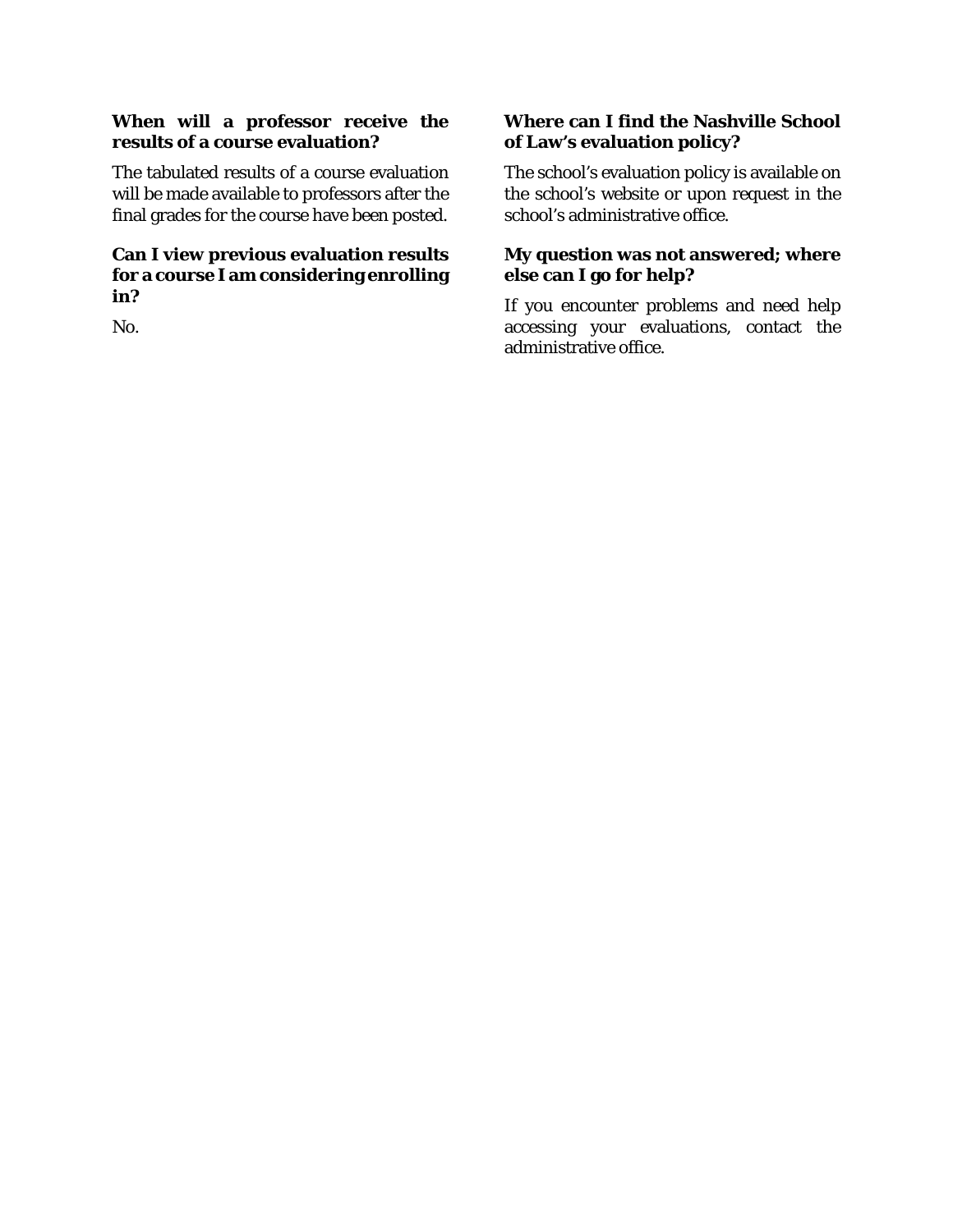**When will a professor receive the results of a course evaluation?**

The tabulated results of a course evaluation will be made available to professors after the final grades for the course have been posted.

**Can I view previous evaluation results for a course I am considering enrolling in?**

No.

**Where can I find the Nashville School of Law's evaluation policy?**

The school's evaluation policy is available on the school's website or upon request in the school's administrative office.

**My question was not answered; where else can I go for help?**

If you encounter problems and need help accessing your evaluations, contact the administrative office.